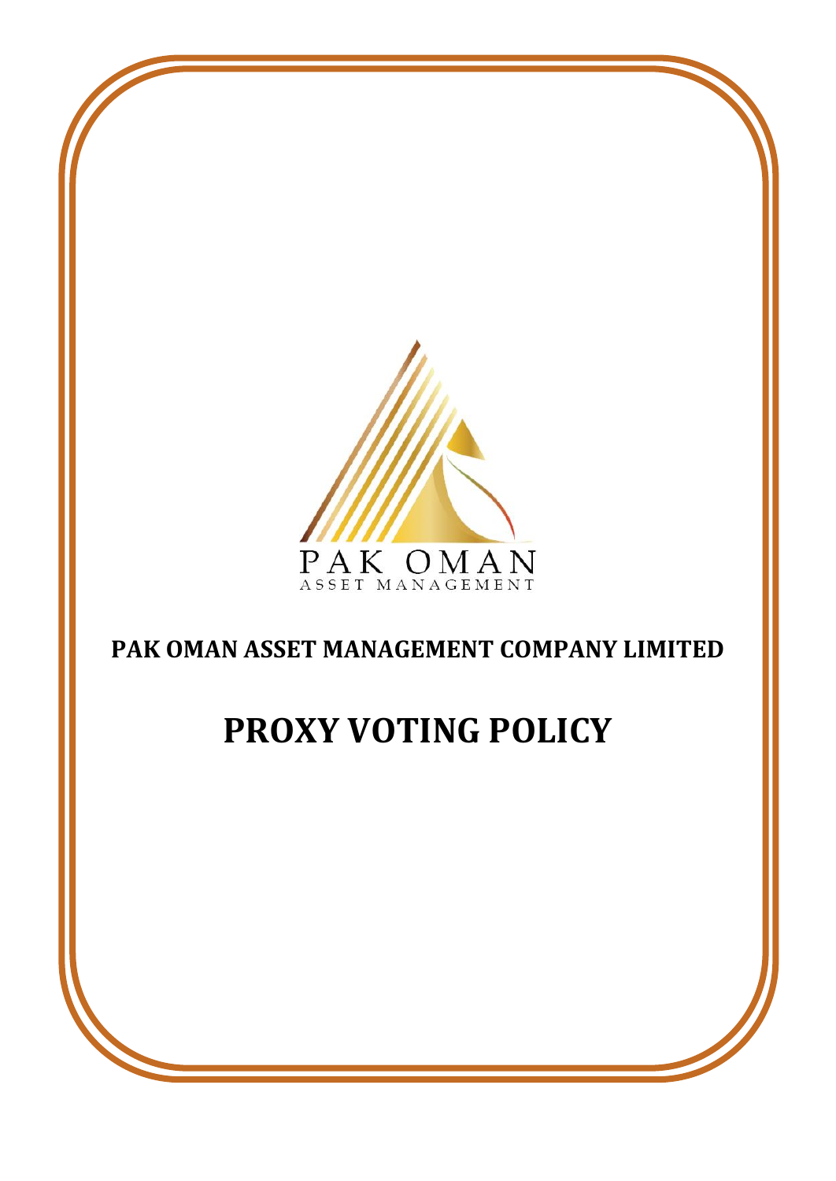PAK OMAN
ASSET MANAGEMENT

# PAK OMAN ASSET MANAGEMENT COMPANY LIMITED

# PROXY VOTING POLICY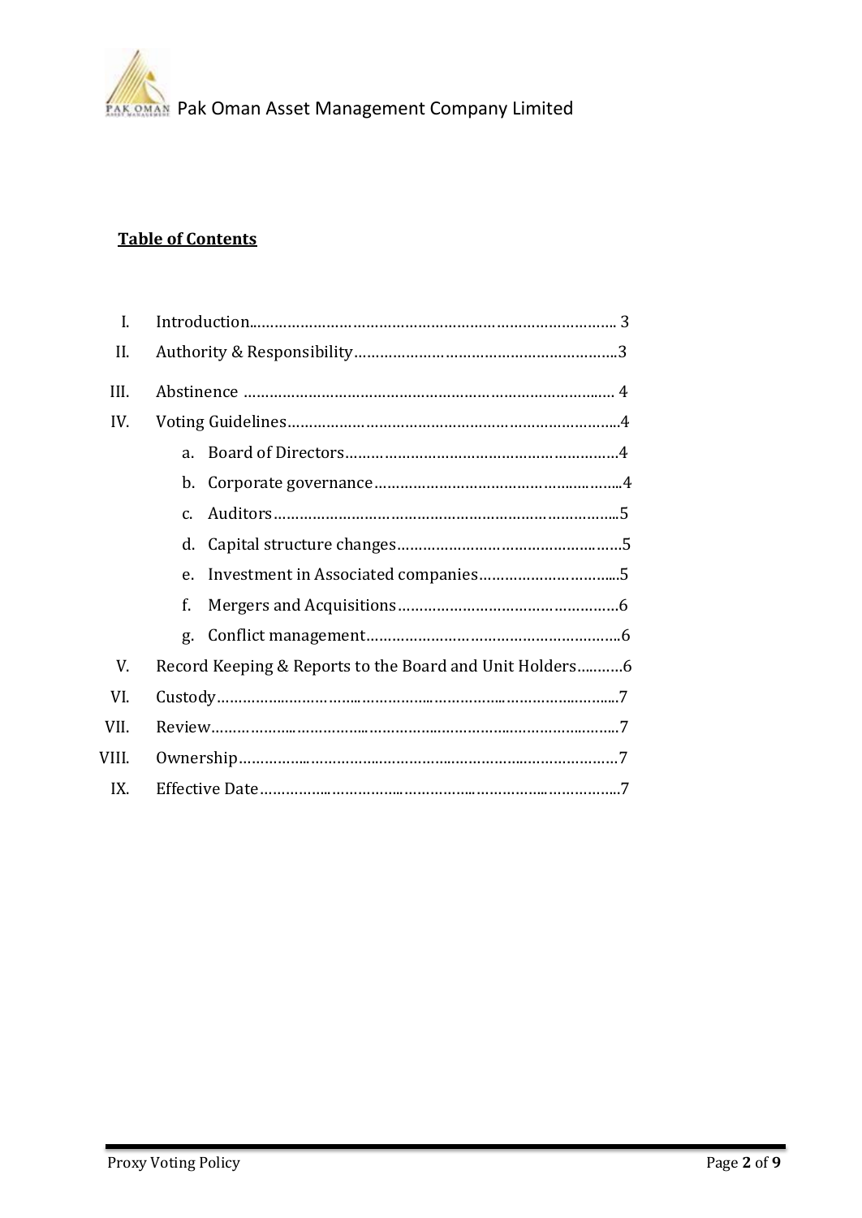**Table of Contents**

- I. Introduction........................................................................................ 3
- II. Authority & Responsibility...............................................................3
- III. Abstinence ........................................................................................ 4
- IV. Voting Guidelines...............................................................................4
  - a. Board of Directors.......................................................................4
  - b. Corporate governance.................................................................4
  - c. Auditors.........................................................................................5
  - d. Capital structure changes............................................................5
  - e. Investment in Associated companies........................................5
  - f. Mergers and Acquisitions............................................................6
  - g. Conflict management..................................................................6
- V. Record Keeping & Reports to the Board and Unit Holders...........6
- VI. Custody.................................................................................................7
- VII. Review..................................................................................................7
- VIII. Ownership............................................................................................7
- IX. Effective Date........................................................................................7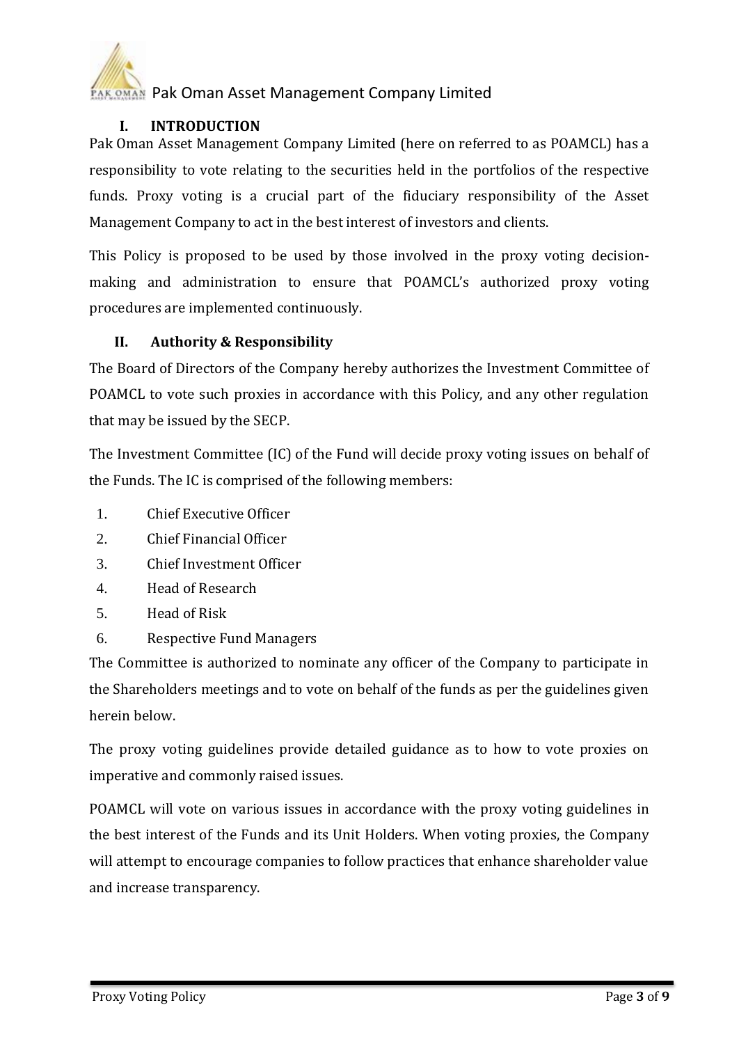## I. INTRODUCTION

Pak Oman Asset Management Company Limited (here on referred to as POAMCL) has a responsibility to vote relating to the securities held in the portfolios of the respective funds. Proxy voting is a crucial part of the fiduciary responsibility of the Asset Management Company to act in the best interest of investors and clients.

This Policy is proposed to be used by those involved in the proxy voting decision-making and administration to ensure that POAMCL's authorized proxy voting procedures are implemented continuously.

## II. Authority & Responsibility

The Board of Directors of the Company hereby authorizes the Investment Committee of POAMCL to vote such proxies in accordance with this Policy, and any other regulation that may be issued by the SECP.

The Investment Committee (IC) of the Fund will decide proxy voting issues on behalf of the Funds. The IC is comprised of the following members:

1. Chief Executive Officer
2. Chief Financial Officer
3. Chief Investment Officer
4. Head of Research
5. Head of Risk
6. Respective Fund Managers

The Committee is authorized to nominate any officer of the Company to participate in the Shareholders meetings and to vote on behalf of the funds as per the guidelines given herein below.

The proxy voting guidelines provide detailed guidance as to how to vote proxies on imperative and commonly raised issues.

POAMCL will vote on various issues in accordance with the proxy voting guidelines in the best interest of the Funds and its Unit Holders. When voting proxies, the Company will attempt to encourage companies to follow practices that enhance shareholder value and increase transparency.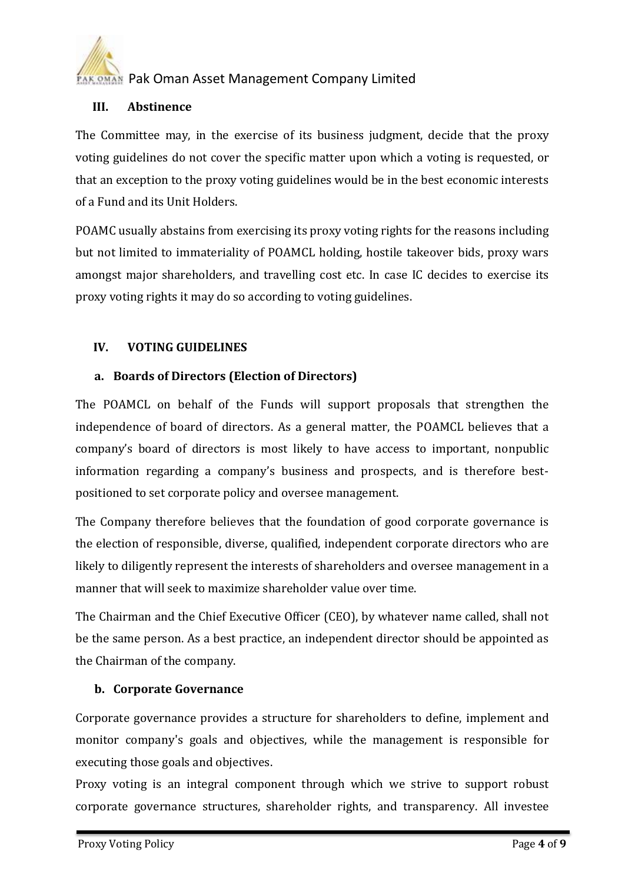### III. Abstinence

The Committee may, in the exercise of its business judgment, decide that the proxy voting guidelines do not cover the specific matter upon which a voting is requested, or that an exception to the proxy voting guidelines would be in the best economic interests of a Fund and its Unit Holders.

POAMC usually abstains from exercising its proxy voting rights for the reasons including but not limited to immateriality of POAMCL holding, hostile takeover bids, proxy wars amongst major shareholders, and travelling cost etc. In case IC decides to exercise its proxy voting rights it may do so according to voting guidelines.

### IV. VOTING GUIDELINES

#### a. Boards of Directors (Election of Directors)

The POAMCL on behalf of the Funds will support proposals that strengthen the independence of board of directors. As a general matter, the POAMCL believes that a company's board of directors is most likely to have access to important, nonpublic information regarding a company's business and prospects, and is therefore best-positioned to set corporate policy and oversee management.

The Company therefore believes that the foundation of good corporate governance is the election of responsible, diverse, qualified, independent corporate directors who are likely to diligently represent the interests of shareholders and oversee management in a manner that will seek to maximize shareholder value over time.

The Chairman and the Chief Executive Officer (CEO), by whatever name called, shall not be the same person. As a best practice, an independent director should be appointed as the Chairman of the company.

#### b. Corporate Governance

Corporate governance provides a structure for shareholders to define, implement and monitor company's goals and objectives, while the management is responsible for executing those goals and objectives.

Proxy voting is an integral component through which we strive to support robust corporate governance structures, shareholder rights, and transparency. All investee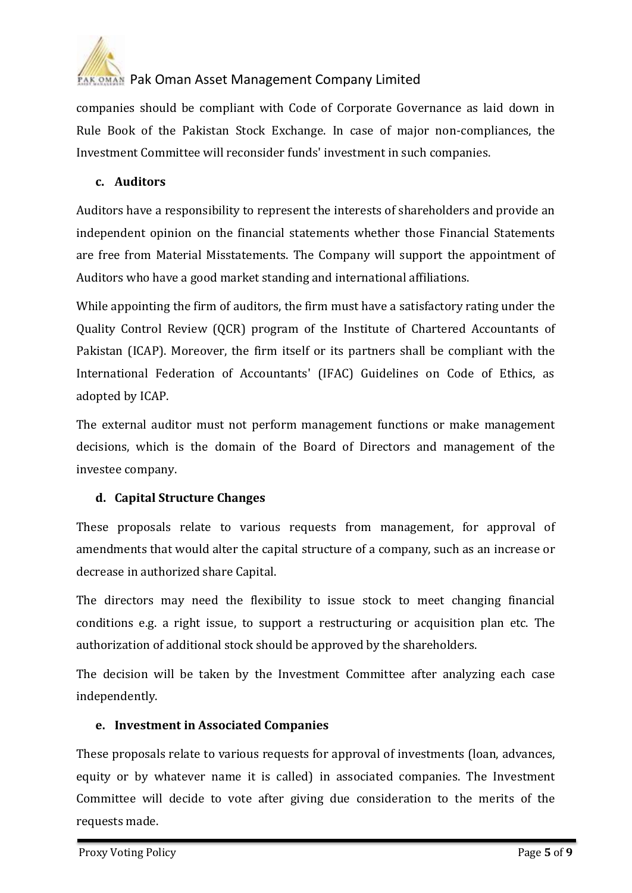companies should be compliant with Code of Corporate Governance as laid down in Rule Book of the Pakistan Stock Exchange. In case of major non-compliances, the Investment Committee will reconsider funds' investment in such companies.

### c. Auditors

Auditors have a responsibility to represent the interests of shareholders and provide an independent opinion on the financial statements whether those Financial Statements are free from Material Misstatements. The Company will support the appointment of Auditors who have a good market standing and international affiliations.

While appointing the firm of auditors, the firm must have a satisfactory rating under the Quality Control Review (QCR) program of the Institute of Chartered Accountants of Pakistan (ICAP). Moreover, the firm itself or its partners shall be compliant with the International Federation of Accountants' (IFAC) Guidelines on Code of Ethics, as adopted by ICAP.

The external auditor must not perform management functions or make management decisions, which is the domain of the Board of Directors and management of the investee company.

### d. Capital Structure Changes

These proposals relate to various requests from management, for approval of amendments that would alter the capital structure of a company, such as an increase or decrease in authorized share Capital.

The directors may need the flexibility to issue stock to meet changing financial conditions e.g. a right issue, to support a restructuring or acquisition plan etc. The authorization of additional stock should be approved by the shareholders.

The decision will be taken by the Investment Committee after analyzing each case independently.

### e. Investment in Associated Companies

These proposals relate to various requests for approval of investments (loan, advances, equity or by whatever name it is called) in associated companies. The Investment Committee will decide to vote after giving due consideration to the merits of the requests made.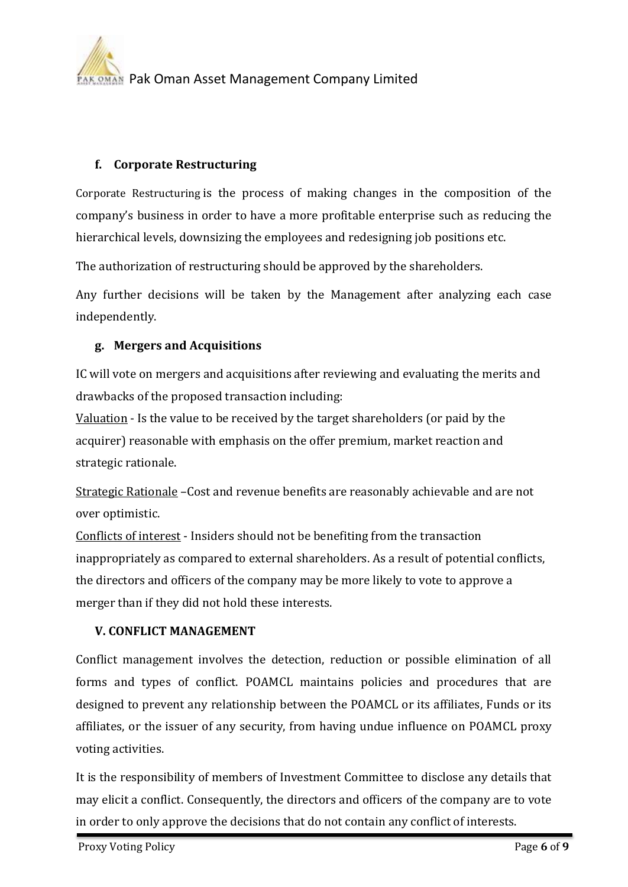### f. Corporate Restructuring

Corporate Restructuring is the process of making changes in the composition of the company's business in order to have a more profitable enterprise such as reducing the hierarchical levels, downsizing the employees and redesigning job positions etc.

The authorization of restructuring should be approved by the shareholders.

Any further decisions will be taken by the Management after analyzing each case independently.

### g. Mergers and Acquisitions

IC will vote on mergers and acquisitions after reviewing and evaluating the merits and drawbacks of the proposed transaction including:

Valuation - Is the value to be received by the target shareholders (or paid by the acquirer) reasonable with emphasis on the offer premium, market reaction and strategic rationale.

Strategic Rationale –Cost and revenue benefits are reasonably achievable and are not over optimistic.

Conflicts of interest - Insiders should not be benefiting from the transaction inappropriately as compared to external shareholders. As a result of potential conflicts, the directors and officers of the company may be more likely to vote to approve a merger than if they did not hold these interests.

## V. CONFLICT MANAGEMENT

Conflict management involves the detection, reduction or possible elimination of all forms and types of conflict. POAMCL maintains policies and procedures that are designed to prevent any relationship between the POAMCL or its affiliates, Funds or its affiliates, or the issuer of any security, from having undue influence on POAMCL proxy voting activities.

It is the responsibility of members of Investment Committee to disclose any details that may elicit a conflict. Consequently, the directors and officers of the company are to vote in order to only approve the decisions that do not contain any conflict of interests.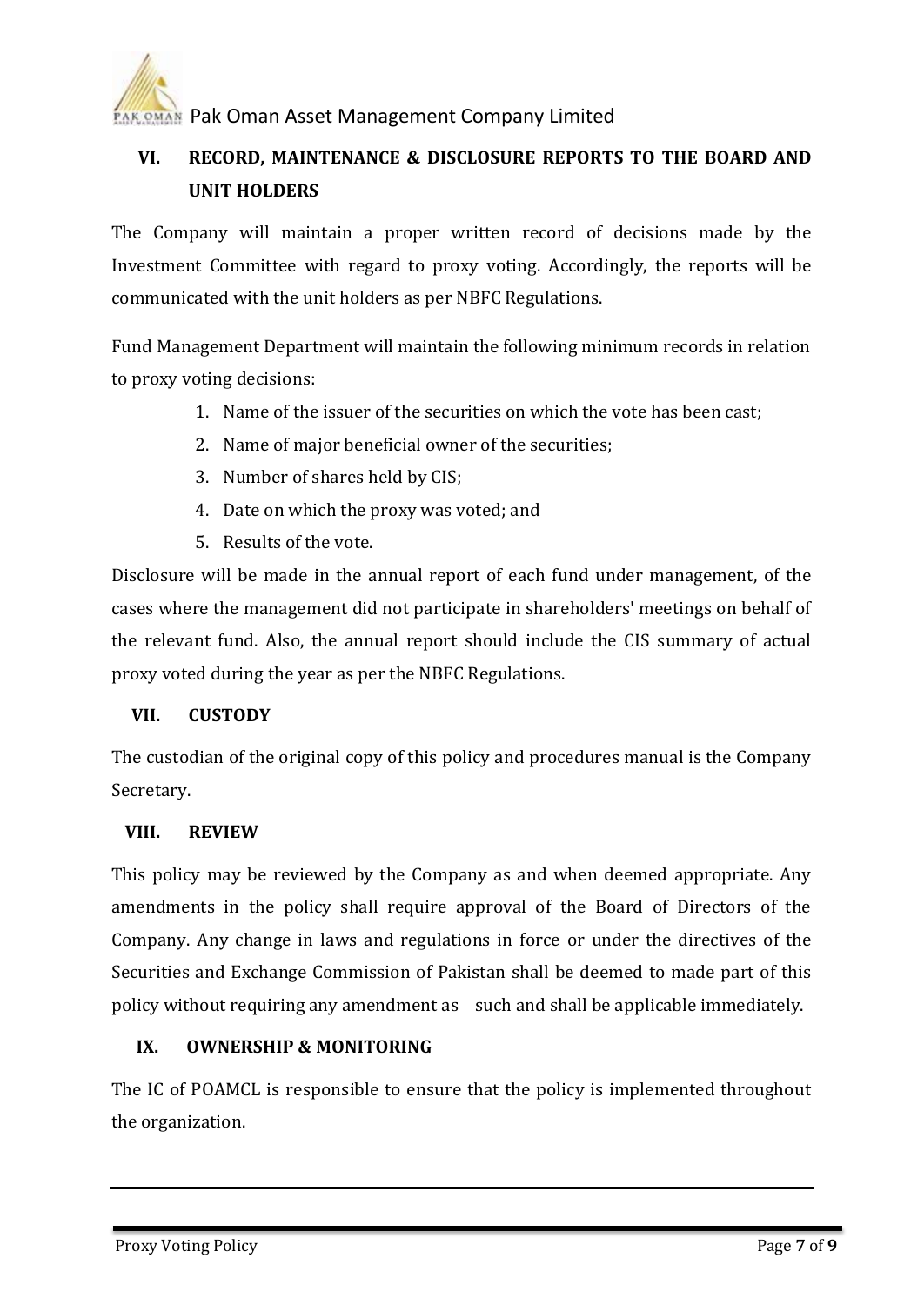## VI. RECORD, MAINTENANCE & DISCLOSURE REPORTS TO THE BOARD AND UNIT HOLDERS

The Company will maintain a proper written record of decisions made by the Investment Committee with regard to proxy voting. Accordingly, the reports will be communicated with the unit holders as per NBFC Regulations.

Fund Management Department will maintain the following minimum records in relation to proxy voting decisions:

1. Name of the issuer of the securities on which the vote has been cast;
2. Name of major beneficial owner of the securities;
3. Number of shares held by CIS;
4. Date on which the proxy was voted; and
5. Results of the vote.

Disclosure will be made in the annual report of each fund under management, of the cases where the management did not participate in shareholders' meetings on behalf of the relevant fund. Also, the annual report should include the CIS summary of actual proxy voted during the year as per the NBFC Regulations.

## VII. CUSTODY

The custodian of the original copy of this policy and procedures manual is the Company Secretary.

## VIII. REVIEW

This policy may be reviewed by the Company as and when deemed appropriate. Any amendments in the policy shall require approval of the Board of Directors of the Company. Any change in laws and regulations in force or under the directives of the Securities and Exchange Commission of Pakistan shall be deemed to made part of this policy without requiring any amendment as such and shall be applicable immediately.

## IX. OWNERSHIP & MONITORING

The IC of POAMCL is responsible to ensure that the policy is implemented throughout the organization.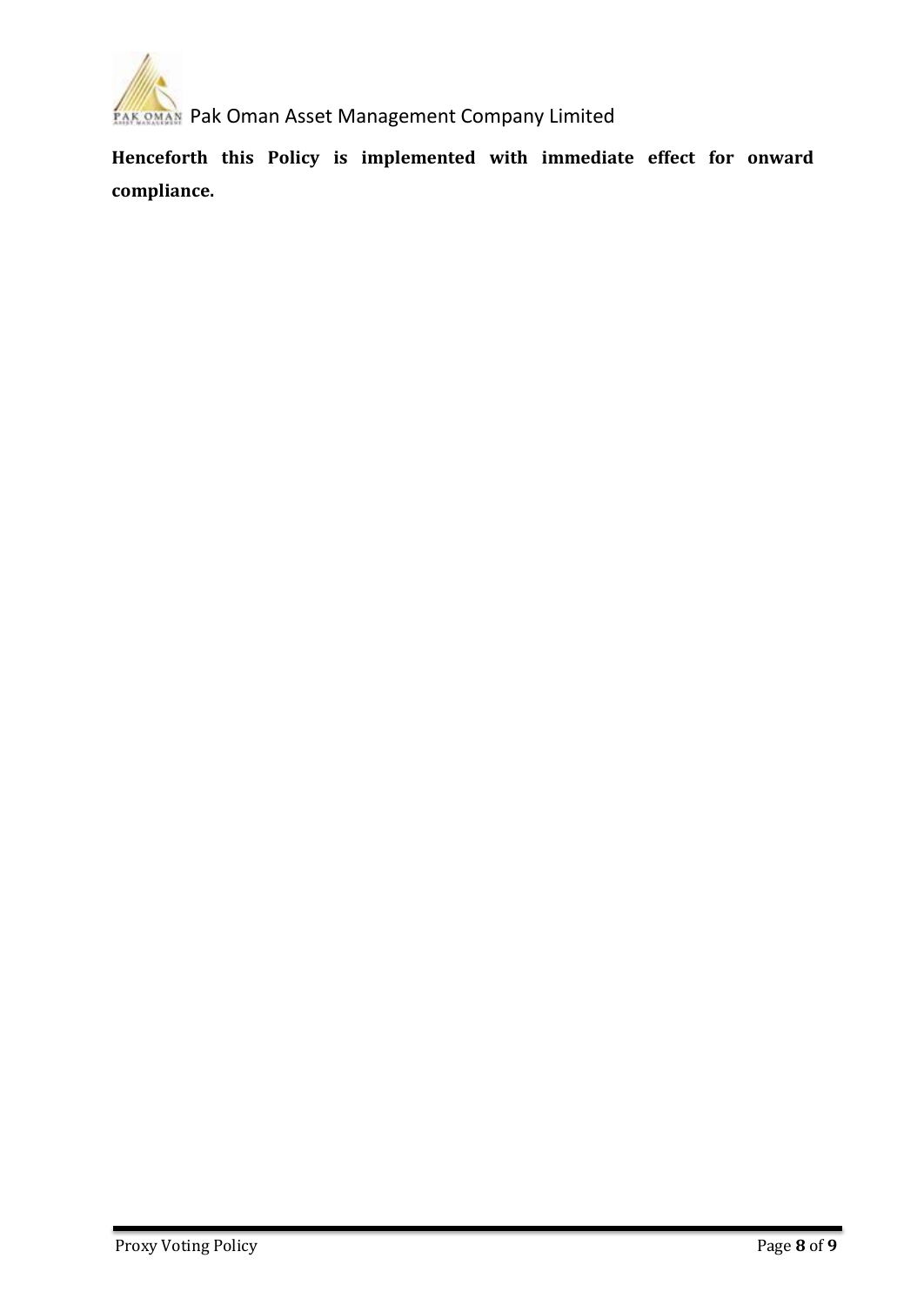**Henceforth this Policy is implemented with immediate effect for onward compliance.**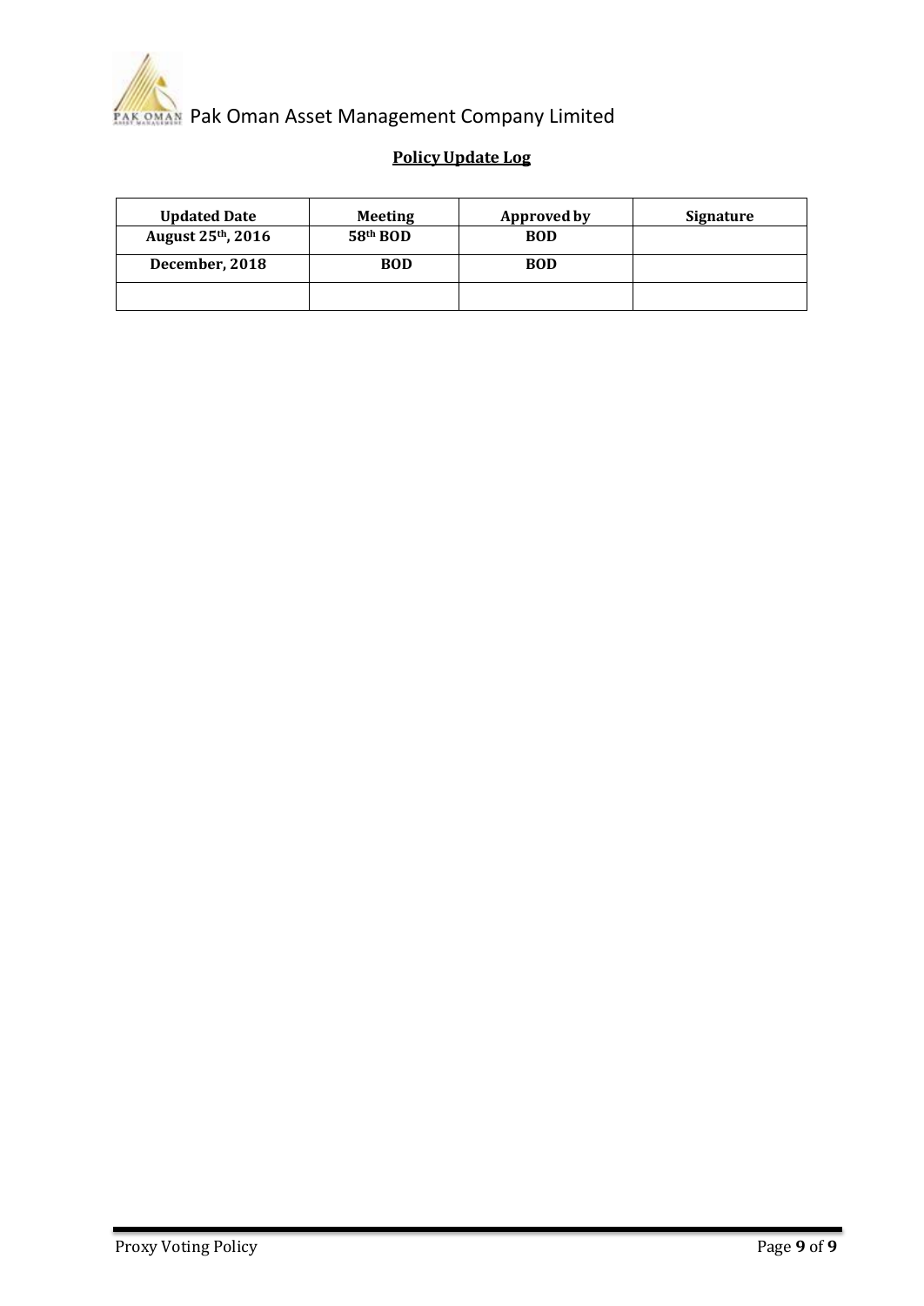## Policy Update Log

| Updated Date | Meeting | Approved by | Signature |
|---|---|---|---|
| August 25th, 2016 | 58th BOD | BOD | |
| December, 2018 | BOD | BOD | |
| | | | |